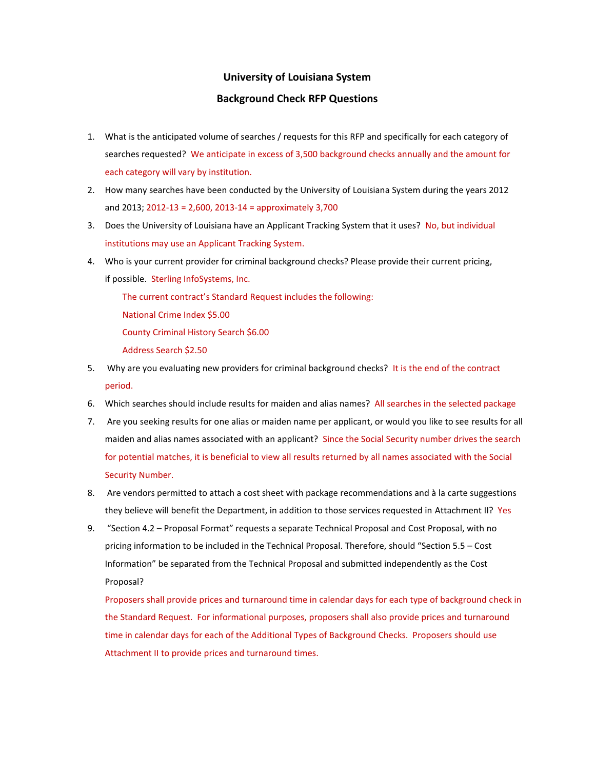# University of Louisiana System

## Background Check RFP Questions

1. What is the anticipated volume of searches / requests for this RFP and specifically for each category of searches requested? We anticipate in excess of 3,500 background checks annually and the amount for each category will vary by institution.
2. How many searches have been conducted by the University of Louisiana System during the years 2012 and 2013; 2012-13 = 2,600, 2013-14 = approximately 3,700
3. Does the University of Louisiana have an Applicant Tracking System that it uses? No, but individual institutions may use an Applicant Tracking System.
4. Who is your current provider for criminal background checks? Please provide their current pricing, if possible. Sterling InfoSystems, Inc.

   The current contract's Standard Request includes the following:

   National Crime Index $5.00

   County Criminal History Search $6.00

   Address Search $2.50
5. Why are you evaluating new providers for criminal background checks? It is the end of the contract period.
6. Which searches should include results for maiden and alias names? All searches in the selected package
7. Are you seeking results for one alias or maiden name per applicant, or would you like to see results for all maiden and alias names associated with an applicant? Since the Social Security number drives the search for potential matches, it is beneficial to view all results returned by all names associated with the Social Security Number.
8. Are vendors permitted to attach a cost sheet with package recommendations and à la carte suggestions they believe will benefit the Department, in addition to those services requested in Attachment II? Yes
9. "Section 4.2 – Proposal Format" requests a separate Technical Proposal and Cost Proposal, with no pricing information to be included in the Technical Proposal. Therefore, should "Section 5.5 – Cost Information" be separated from the Technical Proposal and submitted independently as the Cost Proposal?

   Proposers shall provide prices and turnaround time in calendar days for each type of background check in the Standard Request. For informational purposes, proposers shall also provide prices and turnaround time in calendar days for each of the Additional Types of Background Checks. Proposers should use Attachment II to provide prices and turnaround times.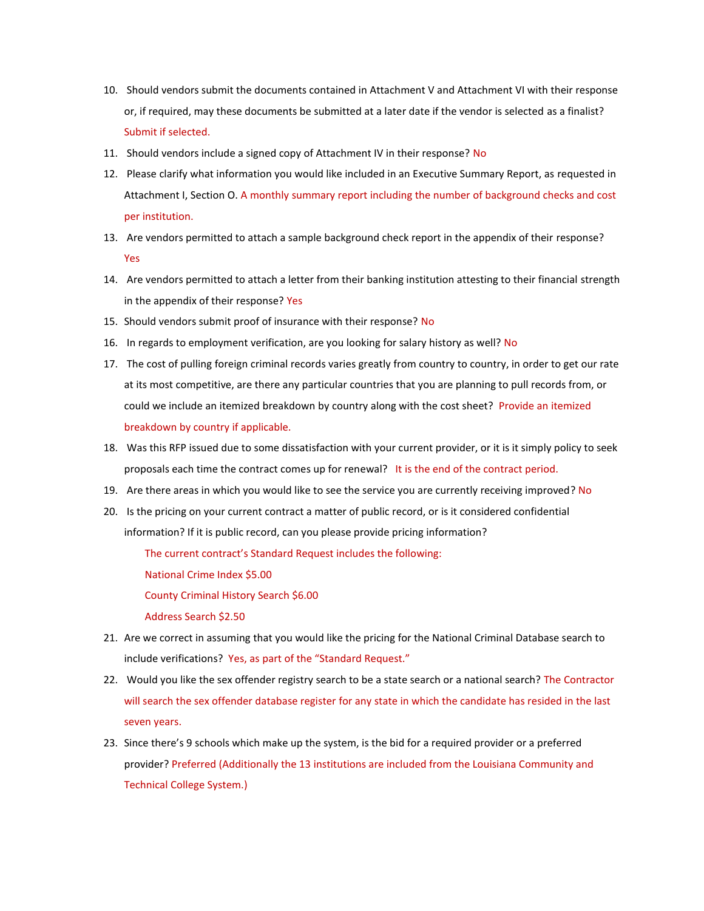10. Should vendors submit the documents contained in Attachment V and Attachment VI with their response or, if required, may these documents be submitted at a later date if the vendor is selected as a finalist? Submit if selected.
11. Should vendors include a signed copy of Attachment IV in their response? No
12. Please clarify what information you would like included in an Executive Summary Report, as requested in Attachment I, Section O. A monthly summary report including the number of background checks and cost per institution.
13. Are vendors permitted to attach a sample background check report in the appendix of their response? Yes
14. Are vendors permitted to attach a letter from their banking institution attesting to their financial strength in the appendix of their response? Yes
15. Should vendors submit proof of insurance with their response? No
16. In regards to employment verification, are you looking for salary history as well? No
17. The cost of pulling foreign criminal records varies greatly from country to country, in order to get our rate at its most competitive, are there any particular countries that you are planning to pull records from, or could we include an itemized breakdown by country along with the cost sheet? Provide an itemized breakdown by country if applicable.
18. Was this RFP issued due to some dissatisfaction with your current provider, or it is it simply policy to seek proposals each time the contract comes up for renewal? It is the end of the contract period.
19. Are there areas in which you would like to see the service you are currently receiving improved? No
20. Is the pricing on your current contract a matter of public record, or is it considered confidential information? If it is public record, can you please provide pricing information?

    The current contract's Standard Request includes the following:

    National Crime Index $5.00

    County Criminal History Search $6.00

    Address Search $2.50
21. Are we correct in assuming that you would like the pricing for the National Criminal Database search to include verifications? Yes, as part of the "Standard Request."
22. Would you like the sex offender registry search to be a state search or a national search? The Contractor will search the sex offender database register for any state in which the candidate has resided in the last seven years.
23. Since there's 9 schools which make up the system, is the bid for a required provider or a preferred provider? Preferred (Additionally the 13 institutions are included from the Louisiana Community and Technical College System.)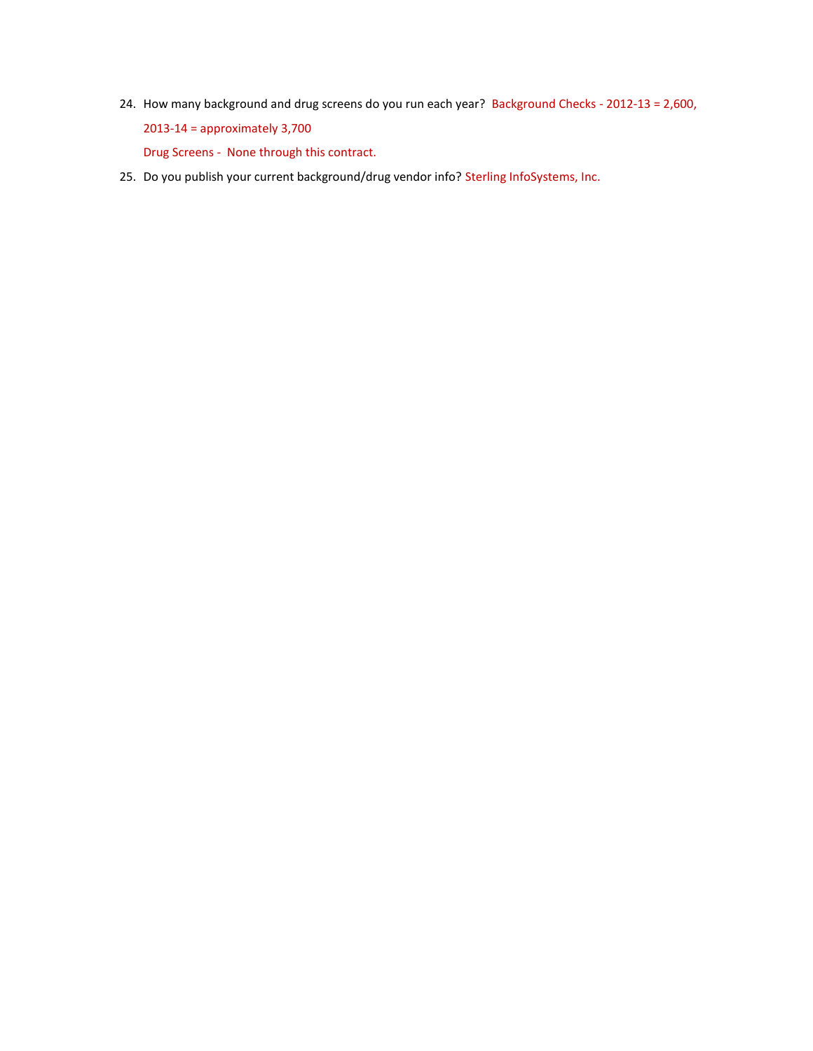24. How many background and drug screens do you run each year? Background Checks - 2012-13 = 2,600, 2013-14 = approximately 3,700

    Drug Screens - None through this contract.

25. Do you publish your current background/drug vendor info? Sterling InfoSystems, Inc.